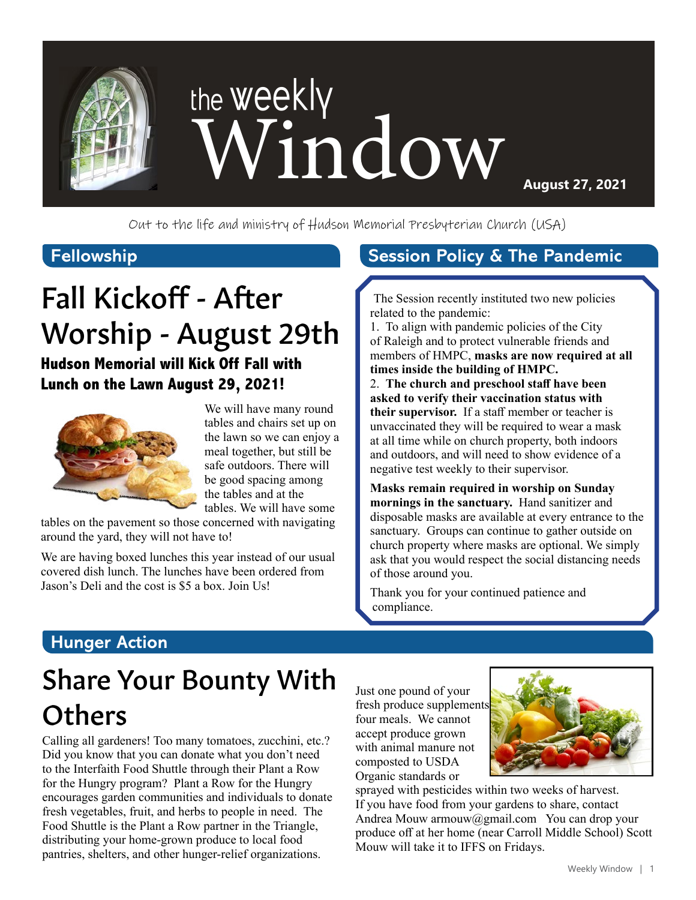# the weekly Window

**August 27, 2021**

Out to the life and ministry of Hudson Memorial Presbyterian Church (USA)

## Fellowship

# Fall Kickoff - After Worship - August 29th

### Hudson Memorial will Kick Off Fall with Lunch on the Lawn August 29, 2021!

We will have many round tables and chairs set up on the lawn so we can enjoy a meal together, but still be safe outdoors. There will be good spacing among the tables and at the tables. We will have some tables on the pavement so those concerned with navigating around the yard, they will not have to!

We are having boxed lunches this year instead of our usual covered dish lunch. The lunches have been ordered from Jason's Deli and the cost is $5 a box. Join Us!

## Session Policy & The Pandemic

The Session recently instituted two new policies related to the pandemic:

1. To align with pandemic policies of the City of Raleigh and to protect vulnerable friends and members of HMPC, **masks are now required at all times inside the building of HMPC.**
2. **The church and preschool staff have been asked to verify their vaccination status with their supervisor.** If a staff member or teacher is unvaccinated they will be required to wear a mask at all time while on church property, both indoors and outdoors, and will need to show evidence of a negative test weekly to their supervisor.

**Masks remain required in worship on Sunday mornings in the sanctuary.** Hand sanitizer and disposable masks are available at every entrance to the sanctuary. Groups can continue to gather outside on church property where masks are optional. We simply ask that you would respect the social distancing needs of those around you.

Thank you for your continued patience and compliance.

## Hunger Action

# Share Your Bounty With Others

Calling all gardeners! Too many tomatoes, zucchini, etc.? Did you know that you can donate what you don't need to the Interfaith Food Shuttle through their Plant a Row for the Hungry program? Plant a Row for the Hungry encourages garden communities and individuals to donate fresh vegetables, fruit, and herbs to people in need. The Food Shuttle is the Plant a Row partner in the Triangle, distributing your home-grown produce to local food pantries, shelters, and other hunger-relief organizations.

Just one pound of your fresh produce supplements four meals. We cannot accept produce grown with animal manure not composted to USDA Organic standards or sprayed with pesticides within two weeks of harvest. If you have food from your gardens to share, contact Andrea Mouw armouw@gmail.com You can drop your produce off at her home (near Carroll Middle School) Scott Mouw will take it to IFFS on Fridays.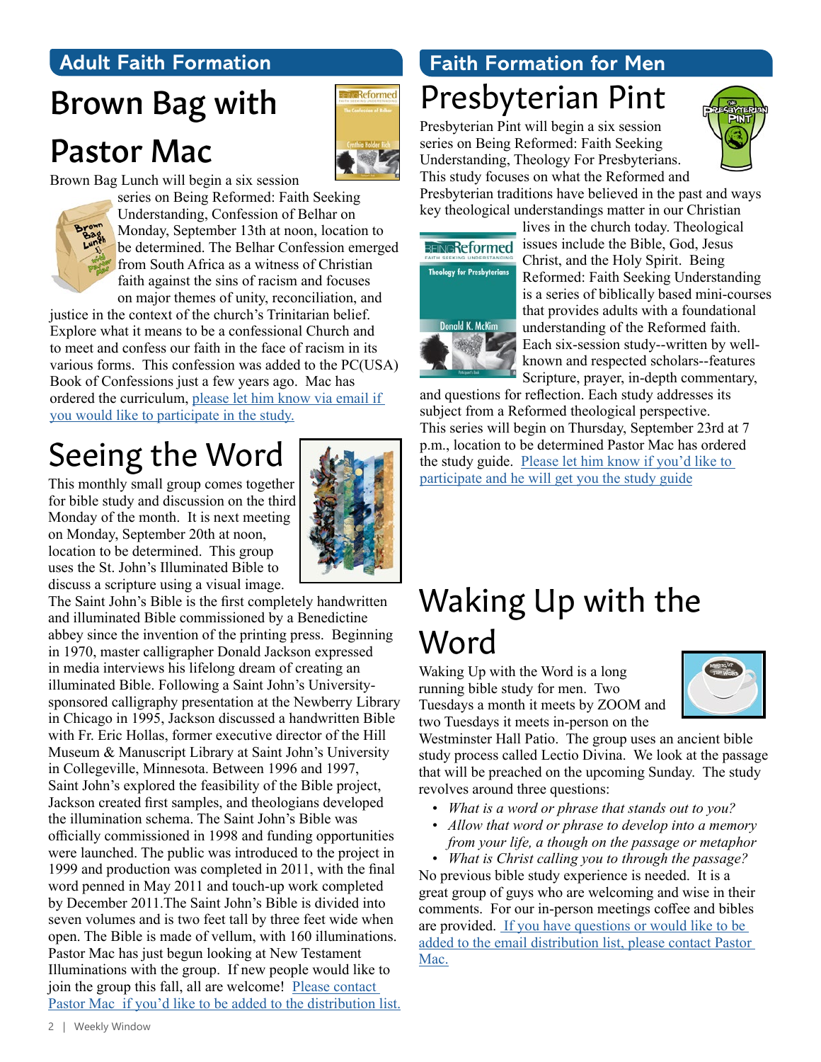## Adult Faith Formation

# Brown Bag with Pastor Mac

Brown Bag Lunch will begin a six session series on Being Reformed: Faith Seeking Understanding, Confession of Belhar on Monday, September 13th at noon, location to be determined. The Belhar Confession emerged from South Africa as a witness of Christian faith against the sins of racism and focuses on major themes of unity, reconciliation, and justice in the context of the church's Trinitarian belief. Explore what it means to be a confessional Church and to meet and confess our faith in the face of racism in its various forms. This confession was added to the PC(USA) Book of Confessions just a few years ago. Mac has ordered the curriculum, please let him know via email if you would like to participate in the study.

# Seeing the Word

This monthly small group comes together for bible study and discussion on the third Monday of the month. It is next meeting on Monday, September 20th at noon, location to be determined. This group uses the St. John's Illuminated Bible to discuss a scripture using a visual image.

The Saint John's Bible is the first completely handwritten and illuminated Bible commissioned by a Benedictine abbey since the invention of the printing press. Beginning in 1970, master calligrapher Donald Jackson expressed in media interviews his lifelong dream of creating an illuminated Bible. Following a Saint John's University-sponsored calligraphy presentation at the Newberry Library in Chicago in 1995, Jackson discussed a handwritten Bible with Fr. Eric Hollas, former executive director of the Hill Museum & Manuscript Library at Saint John's University in Collegeville, Minnesota. Between 1996 and 1997, Saint John's explored the feasibility of the Bible project, Jackson created first samples, and theologians developed the illumination schema. The Saint John's Bible was officially commissioned in 1998 and funding opportunities were launched. The public was introduced to the project in 1999 and production was completed in 2011, with the final word penned in May 2011 and touch-up work completed by December 2011.The Saint John's Bible is divided into seven volumes and is two feet tall by three feet wide when open. The Bible is made of vellum, with 160 illuminations. Pastor Mac has just begun looking at New Testament Illuminations with the group. If new people would like to join the group this fall, all are welcome! Please contact Pastor Mac if you'd like to be added to the distribution list.

## Faith Formation for Men

# Presbyterian Pint

Presbyterian Pint will begin a six session series on Being Reformed: Faith Seeking Understanding, Theology For Presbyterians. This study focuses on what the Reformed and Presbyterian traditions have believed in the past and ways key theological understandings matter in our Christian lives in the church today. Theological issues include the Bible, God, Jesus Christ, and the Holy Spirit. Being Reformed: Faith Seeking Understanding is a series of biblically based mini-courses that provides adults with a foundational understanding of the Reformed faith. Each six-session study--written by well-known and respected scholars--features Scripture, prayer, in-depth commentary, and questions for reflection. Each study addresses its subject from a Reformed theological perspective. This series will begin on Thursday, September 23rd at 7 p.m., location to be determined Pastor Mac has ordered the study guide. Please let him know if you'd like to participate and he will get you the study guide

# Waking Up with the Word

Waking Up with the Word is a long running bible study for men. Two Tuesdays a month it meets by ZOOM and two Tuesdays it meets in-person on the Westminster Hall Patio. The group uses an ancient bible study process called Lectio Divina. We look at the passage that will be preached on the upcoming Sunday. The study revolves around three questions:

- *What is a word or phrase that stands out to you?*
- *Allow that word or phrase to develop into a memory from your life, a though on the passage or metaphor*
- *What is Christ calling you to through the passage?*

No previous bible study experience is needed. It is a great group of guys who are welcoming and wise in their comments. For our in-person meetings coffee and bibles are provided. If you have questions or would like to be added to the email distribution list, please contact Pastor Mac.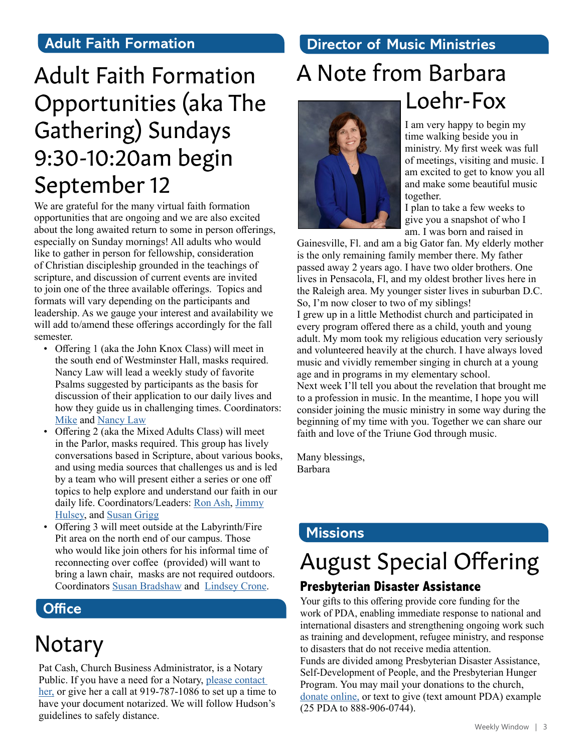## Adult Faith Formation

# Adult Faith Formation Opportunities (aka The Gathering) Sundays 9:30-10:20am begin September 12

We are grateful for the many virtual faith formation opportunities that are ongoing and we are also excited about the long awaited return to some in person offerings, especially on Sunday mornings! All adults who would like to gather in person for fellowship, consideration of Christian discipleship grounded in the teachings of scripture, and discussion of current events are invited to join one of the three available offerings. Topics and formats will vary depending on the participants and leadership. As we gauge your interest and availability we will add to/amend these offerings accordingly for the fall semester.

- Offering 1 (aka the John Knox Class) will meet in the south end of Westminster Hall, masks required. Nancy Law will lead a weekly study of favorite Psalms suggested by participants as the basis for discussion of their application to our daily lives and how they guide us in challenging times. Coordinators: Mike and Nancy Law
- Offering 2 (aka the Mixed Adults Class) will meet in the Parlor, masks required. This group has lively conversations based in Scripture, about various books, and using media sources that challenges us and is led by a team who will present either a series or one off topics to help explore and understand our faith in our daily life. Coordinators/Leaders: Ron Ash, Jimmy Hulsey, and Susan Grigg
- Offering 3 will meet outside at the Labyrinth/Fire Pit area on the north end of our campus. Those who would like join others for his informal time of reconnecting over coffee (provided) will want to bring a lawn chair, masks are not required outdoors. Coordinators Susan Bradshaw and Lindsey Crone.

## Office

# Notary

Pat Cash, Church Business Administrator, is a Notary Public. If you have a need for a Notary, please contact her, or give her a call at 919-787-1086 to set up a time to have your document notarized. We will follow Hudson's guidelines to safely distance.

## Director of Music Ministries

# A Note from Barbara Loehr-Fox

I am very happy to begin my time walking beside you in ministry. My first week was full of meetings, visiting and music. I am excited to get to know you all and make some beautiful music together.

I plan to take a few weeks to give you a snapshot of who I am. I was born and raised in Gainesville, Fl. and am a big Gator fan. My elderly mother is the only remaining family member there. My father passed away 2 years ago. I have two older brothers. One lives in Pensacola, Fl, and my oldest brother lives here in the Raleigh area. My younger sister lives in suburban D.C. So, I'm now closer to two of my siblings!

I grew up in a little Methodist church and participated in every program offered there as a child, youth and young adult. My mom took my religious education very seriously and volunteered heavily at the church. I have always loved music and vividly remember singing in church at a young age and in programs in my elementary school.

Next week I'll tell you about the revelation that brought me to a profession in music. In the meantime, I hope you will consider joining the music ministry in some way during the beginning of my time with you. Together we can share our faith and love of the Triune God through music.

Many blessings,
Barbara

## Missions

# August Special Offering

### Presbyterian Disaster Assistance

Your gifts to this offering provide core funding for the work of PDA, enabling immediate response to national and international disasters and strengthening ongoing work such as training and development, refugee ministry, and response to disasters that do not receive media attention.

Funds are divided among Presbyterian Disaster Assistance, Self-Development of People, and the Presbyterian Hunger Program. You may mail your donations to the church, donate online, or text to give (text amount PDA) example (25 PDA to 888-906-0744).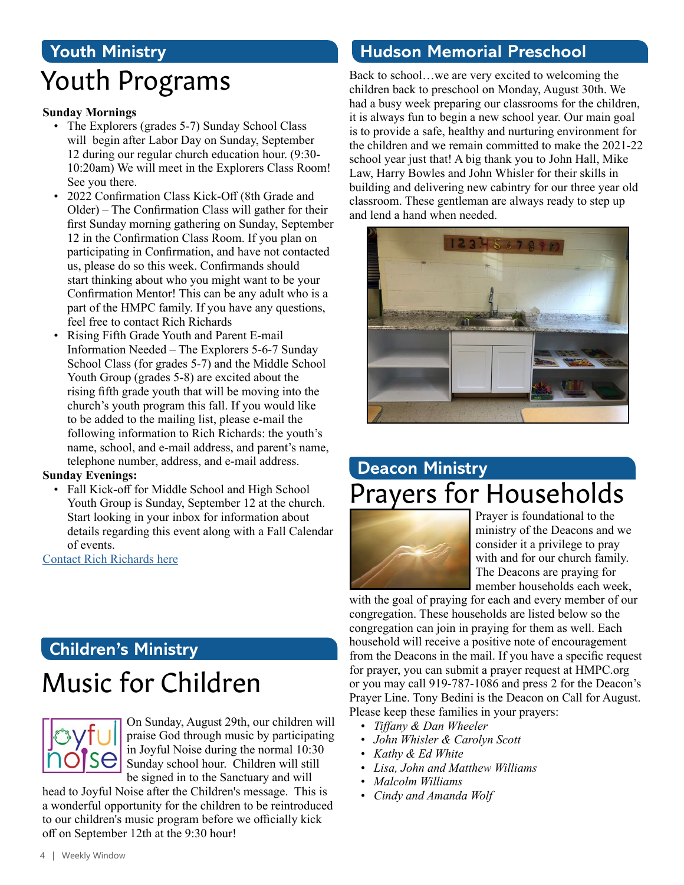## Youth Ministry

# Youth Programs

**Sunday Mornings**

- The Explorers (grades 5-7) Sunday School Class will begin after Labor Day on Sunday, September 12 during our regular church education hour. (9:30-10:20am) We will meet in the Explorers Class Room! See you there.
- 2022 Confirmation Class Kick-Off (8th Grade and Older) – The Confirmation Class will gather for their first Sunday morning gathering on Sunday, September 12 in the Confirmation Class Room. If you plan on participating in Confirmation, and have not contacted us, please do so this week. Confirmands should start thinking about who you might want to be your Confirmation Mentor! This can be any adult who is a part of the HMPC family. If you have any questions, feel free to contact Rich Richards
- Rising Fifth Grade Youth and Parent E-mail Information Needed – The Explorers 5-6-7 Sunday School Class (for grades 5-7) and the Middle School Youth Group (grades 5-8) are excited about the rising fifth grade youth that will be moving into the church's youth program this fall. If you would like to be added to the mailing list, please e-mail the following information to Rich Richards: the youth's name, school, and e-mail address, and parent's name, telephone number, address, and e-mail address.

**Sunday Evenings:**

- Fall Kick-off for Middle School and High School Youth Group is Sunday, September 12 at the church. Start looking in your inbox for information about details regarding this event along with a Fall Calendar of events.

Contact Rich Richards here

## Children's Ministry

# Music for Children

On Sunday, August 29th, our children will praise God through music by participating in Joyful Noise during the normal 10:30 Sunday school hour. Children will still be signed in to the Sanctuary and will head to Joyful Noise after the Children's message. This is a wonderful opportunity for the children to be reintroduced to our children's music program before we officially kick off on September 12th at the 9:30 hour!

## Hudson Memorial Preschool

Back to school…we are very excited to welcoming the children back to preschool on Monday, August 30th. We had a busy week preparing our classrooms for the children, it is always fun to begin a new school year. Our main goal is to provide a safe, healthy and nurturing environment for the children and we remain committed to make the 2021-22 school year just that! A big thank you to John Hall, Mike Law, Harry Bowles and John Whisler for their skills in building and delivering new cabintry for our three year old classroom. These gentleman are always ready to step up and lend a hand when needed.

## Deacon Ministry

# Prayers for Households

Prayer is foundational to the ministry of the Deacons and we consider it a privilege to pray with and for our church family. The Deacons are praying for member households each week, with the goal of praying for each and every member of our congregation. These households are listed below so the congregation can join in praying for them as well. Each household will receive a positive note of encouragement from the Deacons in the mail. If you have a specific request for prayer, you can submit a prayer request at HMPC.org or you may call 919-787-1086 and press 2 for the Deacon's Prayer Line. Tony Bedini is the Deacon on Call for August. Please keep these families in your prayers:

- *Tiffany & Dan Wheeler*
- *John Whisler & Carolyn Scott*
- *Kathy & Ed White*
- *Lisa, John and Matthew Williams*
- *Malcolm Williams*
- *Cindy and Amanda Wolf*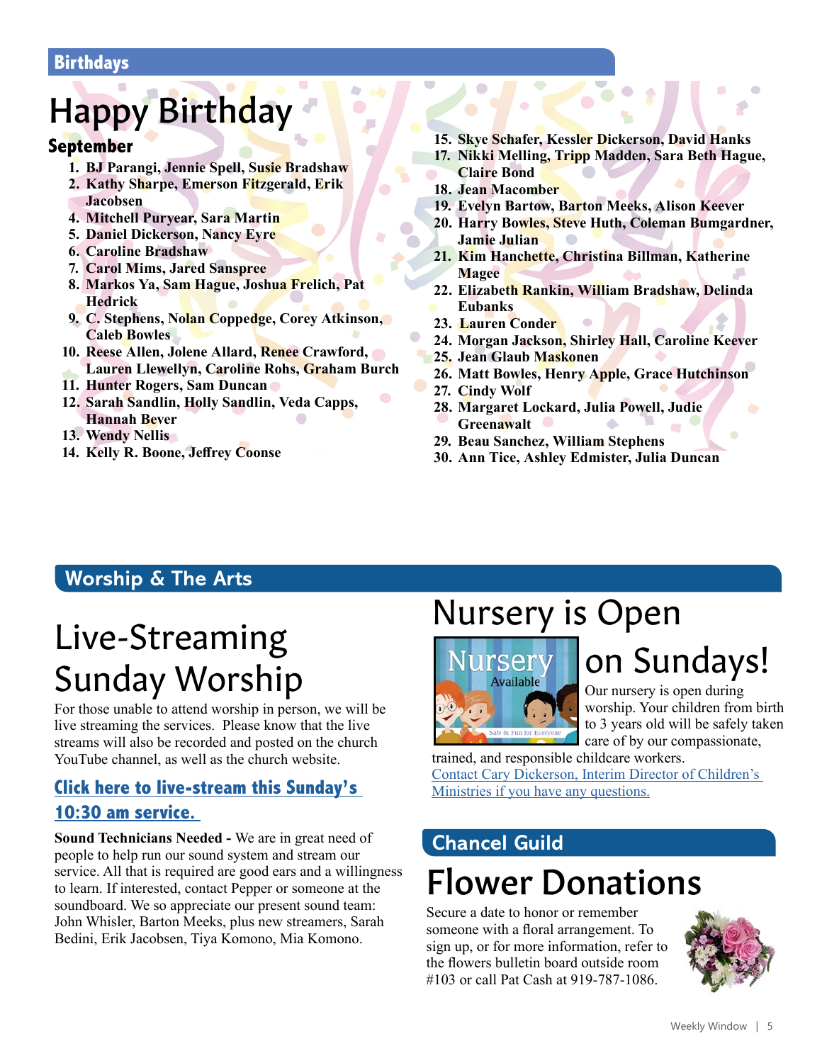## Birthdays

# Happy Birthday

### September

1. BJ Parangi, Jennie Spell, Susie Bradshaw
2. Kathy Sharpe, Emerson Fitzgerald, Erik Jacobsen
4. Mitchell Puryear, Sara Martin
5. Daniel Dickerson, Nancy Eyre
6. Caroline Bradshaw
7. Carol Mims, Jared Sanspree
8. Markos Ya, Sam Hague, Joshua Frelich, Pat Hedrick
9. C. Stephens, Nolan Coppedge, Corey Atkinson, Caleb Bowles
10. Reese Allen, Jolene Allard, Renee Crawford, Lauren Llewellyn, Caroline Rohs, Graham Burch
11. Hunter Rogers, Sam Duncan
12. Sarah Sandlin, Holly Sandlin, Veda Capps, Hannah Bever
13. Wendy Nellis
14. Kelly R. Boone, Jeffrey Coonse
15. Skye Schafer, Kessler Dickerson, David Hanks
17. Nikki Melling, Tripp Madden, Sara Beth Hague, Claire Bond
18. Jean Macomber
19. Evelyn Bartow, Barton Meeks, Alison Keever
20. Harry Bowles, Steve Huth, Coleman Bumgardner, Jamie Julian
21. Kim Hanchette, Christina Billman, Katherine Magee
22. Elizabeth Rankin, William Bradshaw, Delinda Eubanks
23. Lauren Conder
24. Morgan Jackson, Shirley Hall, Caroline Keever
25. Jean Glaub Maskonen
26. Matt Bowles, Henry Apple, Grace Hutchinson
27. Cindy Wolf
28. Margaret Lockard, Julia Powell, Judie Greenawalt
29. Beau Sanchez, William Stephens
30. Ann Tice, Ashley Edmister, Julia Duncan

## Worship & The Arts

# Live-Streaming Sunday Worship

For those unable to attend worship in person, we will be live streaming the services. Please know that the live streams will also be recorded and posted on the church YouTube channel, as well as the church website.

### Click here to live-stream this Sunday's 10:30 am service.

**Sound Technicians Needed -** We are in great need of people to help run our sound system and stream our service. All that is required are good ears and a willingness to learn. If interested, contact Pepper or someone at the soundboard. We so appreciate our present sound team: John Whisler, Barton Meeks, plus new streamers, Sarah Bedini, Erik Jacobsen, Tiya Komono, Mia Komono.

# Nursery is Open on Sundays!

Nursery Available

Safe & Fun for Everyone

Our nursery is open during worship. Your children from birth to 3 years old will be safely taken care of by our compassionate, trained, and responsible childcare workers. Contact Cary Dickerson, Interim Director of Children's Ministries if you have any questions.

## Chancel Guild

# Flower Donations

Secure a date to honor or remember someone with a floral arrangement. To sign up, or for more information, refer to the flowers bulletin board outside room #103 or call Pat Cash at 919-787-1086.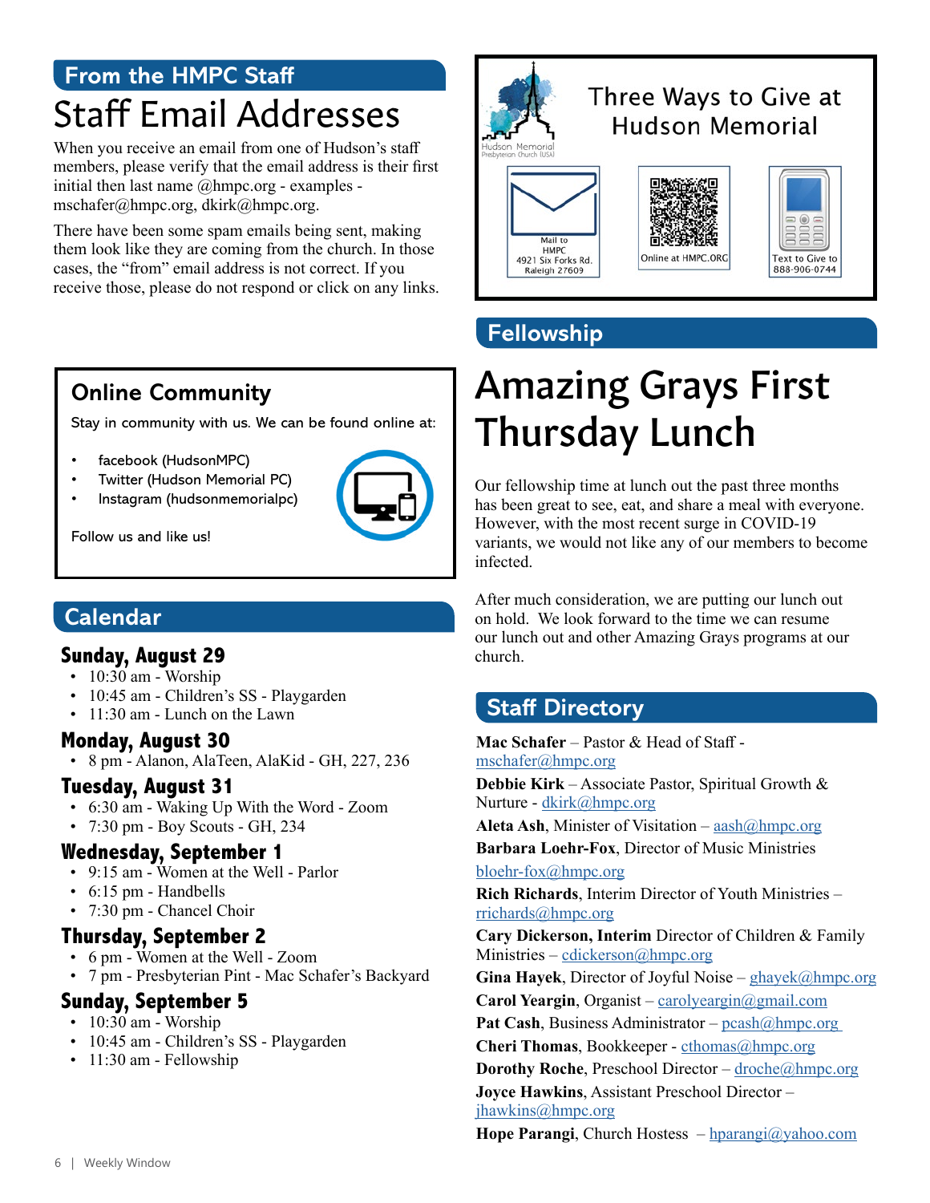## From the HMPC Staff

# Staff Email Addresses

When you receive an email from one of Hudson's staff members, please verify that the email address is their first initial then last name @hmpc.org - examples - mschafer@hmpc.org, dkirk@hmpc.org.

There have been some spam emails being sent, making them look like they are coming from the church. In those cases, the "from" email address is not correct. If you receive those, please do not respond or click on any links.

## Online Community

Stay in community with us. We can be found online at:

- facebook (HudsonMPC)
- Twitter (Hudson Memorial PC)
- Instagram (hudsonmemorialpc)

Follow us and like us!

## Calendar

### Sunday, August 29

- 10:30 am - Worship
- 10:45 am - Children's SS - Playgarden
- 11:30 am - Lunch on the Lawn

### Monday, August 30

- 8 pm - Alanon, AlaTeen, AlaKid - GH, 227, 236

### Tuesday, August 31

- 6:30 am - Waking Up With the Word - Zoom
- 7:30 pm - Boy Scouts - GH, 234

### Wednesday, September 1

- 9:15 am - Women at the Well - Parlor
- 6:15 pm - Handbells
- 7:30 pm - Chancel Choir

### Thursday, September 2

- 6 pm - Women at the Well - Zoom
- 7 pm - Presbyterian Pint - Mac Schafer's Backyard

### Sunday, September 5

- 10:30 am - Worship
- 10:45 am - Children's SS - Playgarden
- 11:30 am - Fellowship

## Three Ways to Give at Hudson Memorial

Hudson Memorial Presbyterian Church (USA)

Mail to HMPC 4921 Six Forks Rd. Raleigh 27609

Online at HMPC.ORG

Text to Give to 888-906-0744

## Fellowship

# Amazing Grays First Thursday Lunch

Our fellowship time at lunch out the past three months has been great to see, eat, and share a meal with everyone. However, with the most recent surge in COVID-19 variants, we would not like any of our members to become infected.

After much consideration, we are putting our lunch out on hold. We look forward to the time we can resume our lunch out and other Amazing Grays programs at our church.

## Staff Directory

**Mac Schafer** – Pastor & Head of Staff - mschafer@hmpc.org

**Debbie Kirk** – Associate Pastor, Spiritual Growth & Nurture - dkirk@hmpc.org

**Aleta Ash**, Minister of Visitation – aash@hmpc.org

**Barbara Loehr-Fox**, Director of Music Ministries bloehr-fox@hmpc.org

**Rich Richards**, Interim Director of Youth Ministries – rrichards@hmpc.org

**Cary Dickerson, Interim** Director of Children & Family Ministries – cdickerson@hmpc.org

**Gina Hayek**, Director of Joyful Noise – ghayek@hmpc.org

**Carol Yeargin**, Organist – carolyeargin@gmail.com

**Pat Cash**, Business Administrator – pcash@hmpc.org

**Cheri Thomas**, Bookkeeper - cthomas@hmpc.org

**Dorothy Roche**, Preschool Director – droche@hmpc.org

**Joyce Hawkins**, Assistant Preschool Director – jhawkins@hmpc.org

**Hope Parangi**, Church Hostess – hparangi@yahoo.com